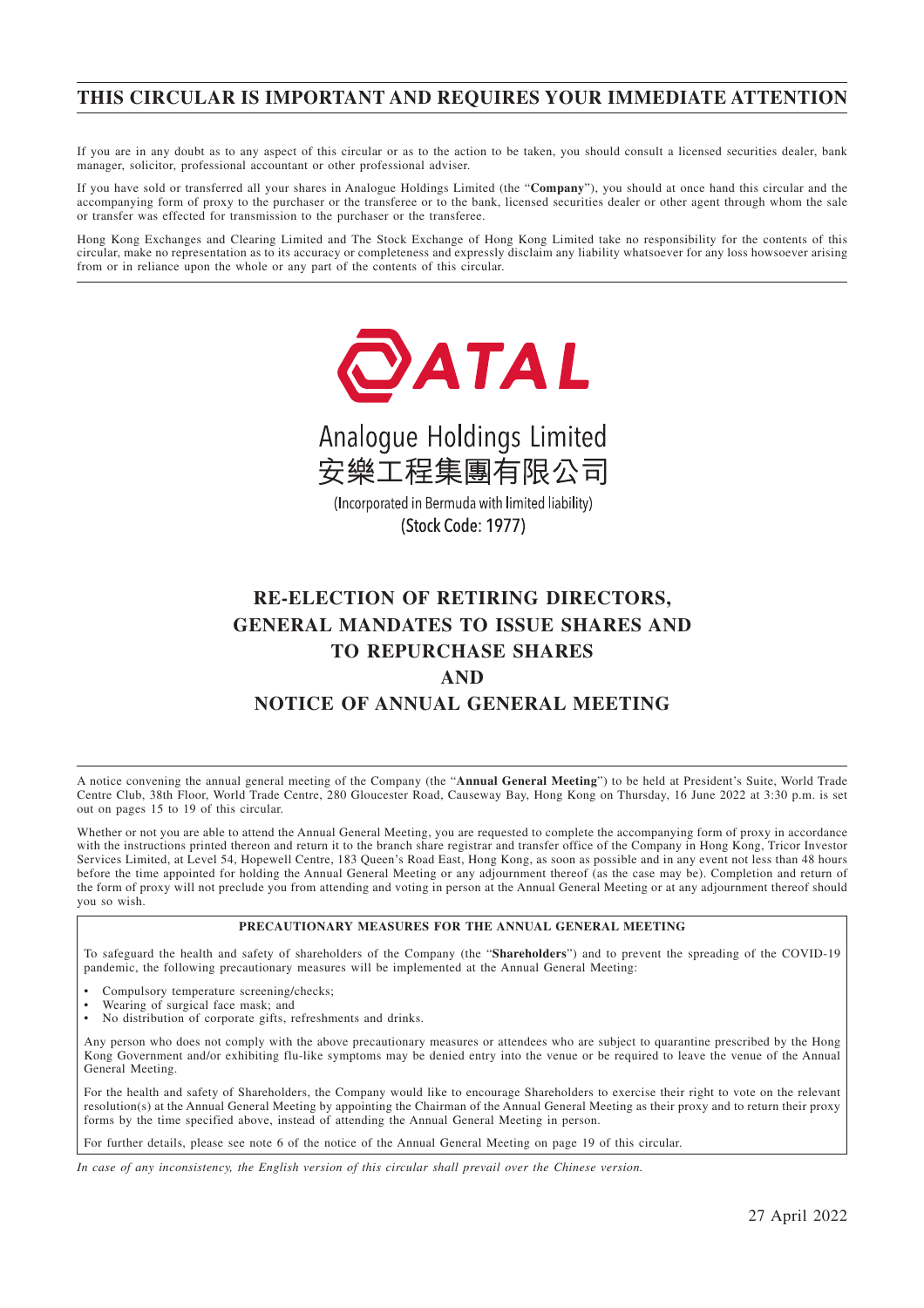# THIS CIRCULAR IS IMPORTANT AND REQUIRES YOUR IMMEDIATE ATTENTION

If you are in any doubt as to any aspect of this circular or as to the action to be taken, you should consult a licensed securities dealer, bank manager, solicitor, professional accountant or other professional adviser.

If you have sold or transferred all your shares in Analogue Holdings Limited (the "**Company**"), you should at once hand this circular and the accompanying form of proxy to the purchaser or the transferee or to the bank, licensed securities dealer or other agent through whom the sale or transfer was effected for transmission to the purchaser or the transferee.

Hong Kong Exchanges and Clearing Limited and The Stock Exchange of Hong Kong Limited take no responsibility for the contents of this circular, make no representation as to its accuracy or completeness and expressly disclaim any liability whatsoever for any loss howsoever arising from or in reliance upon the whole or any part of the contents of this circular.

ATAL

Analogue Holdings Limited
安樂工程集團有限公司

(Incorporated in Bermuda with limited liability)
(Stock Code: 1977)

## RE-ELECTION OF RETIRING DIRECTORS, GENERAL MANDATES TO ISSUE SHARES AND TO REPURCHASE SHARES AND NOTICE OF ANNUAL GENERAL MEETING

A notice convening the annual general meeting of the Company (the "**Annual General Meeting**") to be held at President's Suite, World Trade Centre Club, 38th Floor, World Trade Centre, 280 Gloucester Road, Causeway Bay, Hong Kong on Thursday, 16 June 2022 at 3:30 p.m. is set out on pages 15 to 19 of this circular.

Whether or not you are able to attend the Annual General Meeting, you are requested to complete the accompanying form of proxy in accordance with the instructions printed thereon and return it to the branch share registrar and transfer office of the Company in Hong Kong, Tricor Investor Services Limited, at Level 54, Hopewell Centre, 183 Queen's Road East, Hong Kong, as soon as possible and in any event not less than 48 hours before the time appointed for holding the Annual General Meeting or any adjournment thereof (as the case may be). Completion and return of the form of proxy will not preclude you from attending and voting in person at the Annual General Meeting or at any adjournment thereof should you so wish.

**PRECAUTIONARY MEASURES FOR THE ANNUAL GENERAL MEETING**

To safeguard the health and safety of shareholders of the Company (the "**Shareholders**") and to prevent the spreading of the COVID-19 pandemic, the following precautionary measures will be implemented at the Annual General Meeting:

- Compulsory temperature screening/checks;
- Wearing of surgical face mask; and
- No distribution of corporate gifts, refreshments and drinks.

Any person who does not comply with the above precautionary measures or attendees who are subject to quarantine prescribed by the Hong Kong Government and/or exhibiting flu-like symptoms may be denied entry into the venue or be required to leave the venue of the Annual General Meeting.

For the health and safety of Shareholders, the Company would like to encourage Shareholders to exercise their right to vote on the relevant resolution(s) at the Annual General Meeting by appointing the Chairman of the Annual General Meeting as their proxy and to return their proxy forms by the time specified above, instead of attending the Annual General Meeting in person.

For further details, please see note 6 of the notice of the Annual General Meeting on page 19 of this circular.

*In case of any inconsistency, the English version of this circular shall prevail over the Chinese version.*

27 April 2022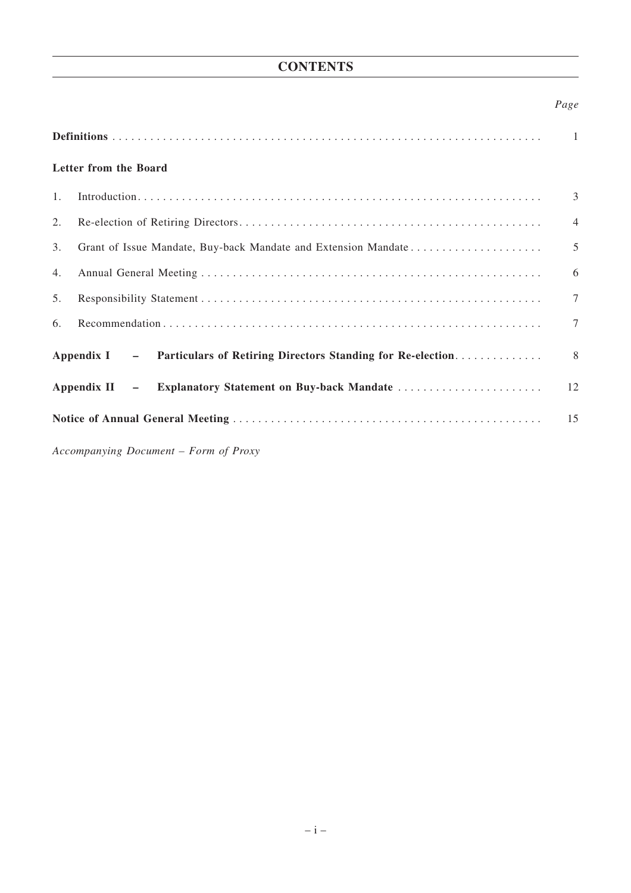# CONTENTS

| | Page |
|---|---|
| **Definitions** | 1 |
| **Letter from the Board** | |
| 1. Introduction | 3 |
| 2. Re-election of Retiring Directors | 4 |
| 3. Grant of Issue Mandate, Buy-back Mandate and Extension Mandate | 5 |
| 4. Annual General Meeting | 6 |
| 5. Responsibility Statement | 7 |
| 6. Recommendation | 7 |
| **Appendix I – Particulars of Retiring Directors Standing for Re-election** | 8 |
| **Appendix II – Explanatory Statement on Buy-back Mandate** | 12 |
| **Notice of Annual General Meeting** | 15 |

*Accompanying Document – Form of Proxy*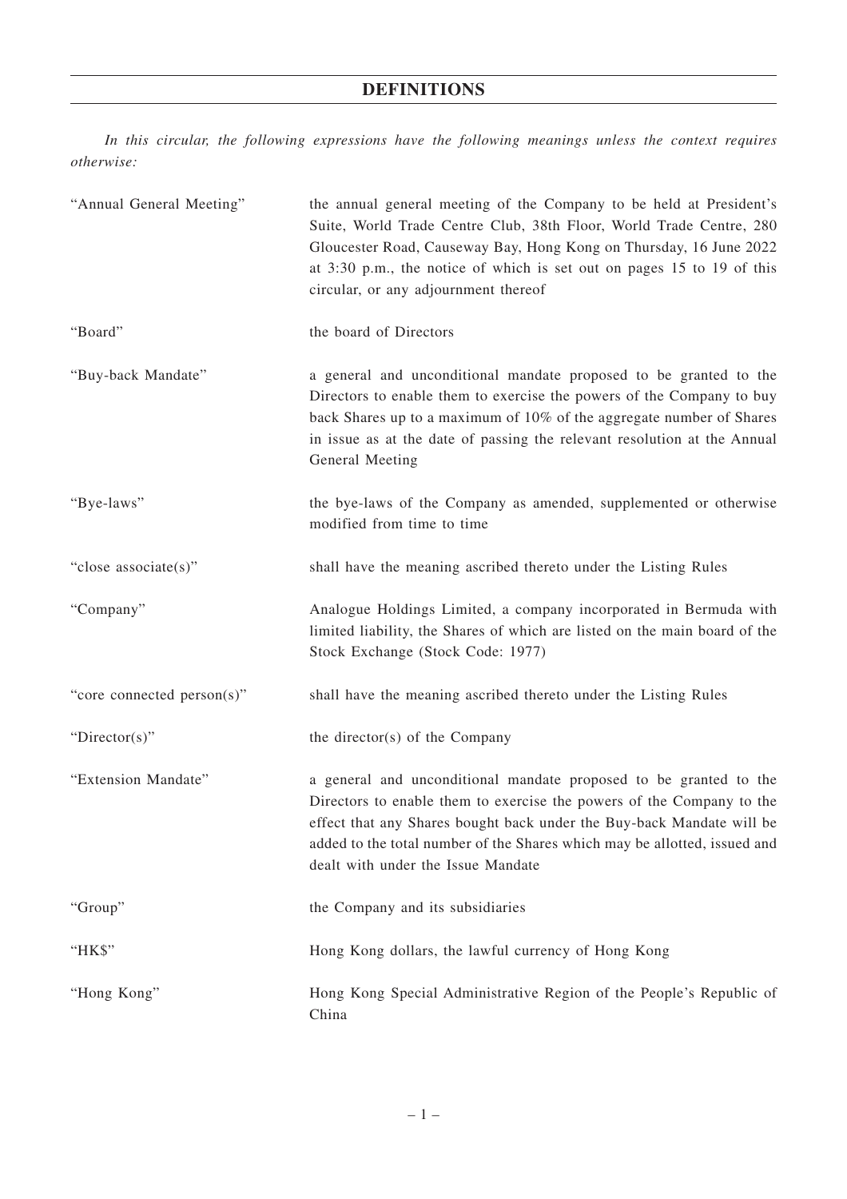# DEFINITIONS

*In this circular, the following expressions have the following meanings unless the context requires otherwise:*

| | |
|---|---|
| "Annual General Meeting" | the annual general meeting of the Company to be held at President's Suite, World Trade Centre Club, 38th Floor, World Trade Centre, 280 Gloucester Road, Causeway Bay, Hong Kong on Thursday, 16 June 2022 at 3:30 p.m., the notice of which is set out on pages 15 to 19 of this circular, or any adjournment thereof |
| "Board" | the board of Directors |
| "Buy-back Mandate" | a general and unconditional mandate proposed to be granted to the Directors to enable them to exercise the powers of the Company to buy back Shares up to a maximum of 10% of the aggregate number of Shares in issue as at the date of passing the relevant resolution at the Annual General Meeting |
| "Bye-laws" | the bye-laws of the Company as amended, supplemented or otherwise modified from time to time |
| "close associate(s)" | shall have the meaning ascribed thereto under the Listing Rules |
| "Company" | Analogue Holdings Limited, a company incorporated in Bermuda with limited liability, the Shares of which are listed on the main board of the Stock Exchange (Stock Code: 1977) |
| "core connected person(s)" | shall have the meaning ascribed thereto under the Listing Rules |
| "Director(s)" | the director(s) of the Company |
| "Extension Mandate" | a general and unconditional mandate proposed to be granted to the Directors to enable them to exercise the powers of the Company to the effect that any Shares bought back under the Buy-back Mandate will be added to the total number of the Shares which may be allotted, issued and dealt with under the Issue Mandate |
| "Group" | the Company and its subsidiaries |
| "HK$" | Hong Kong dollars, the lawful currency of Hong Kong |
| "Hong Kong" | Hong Kong Special Administrative Region of the People's Republic of China |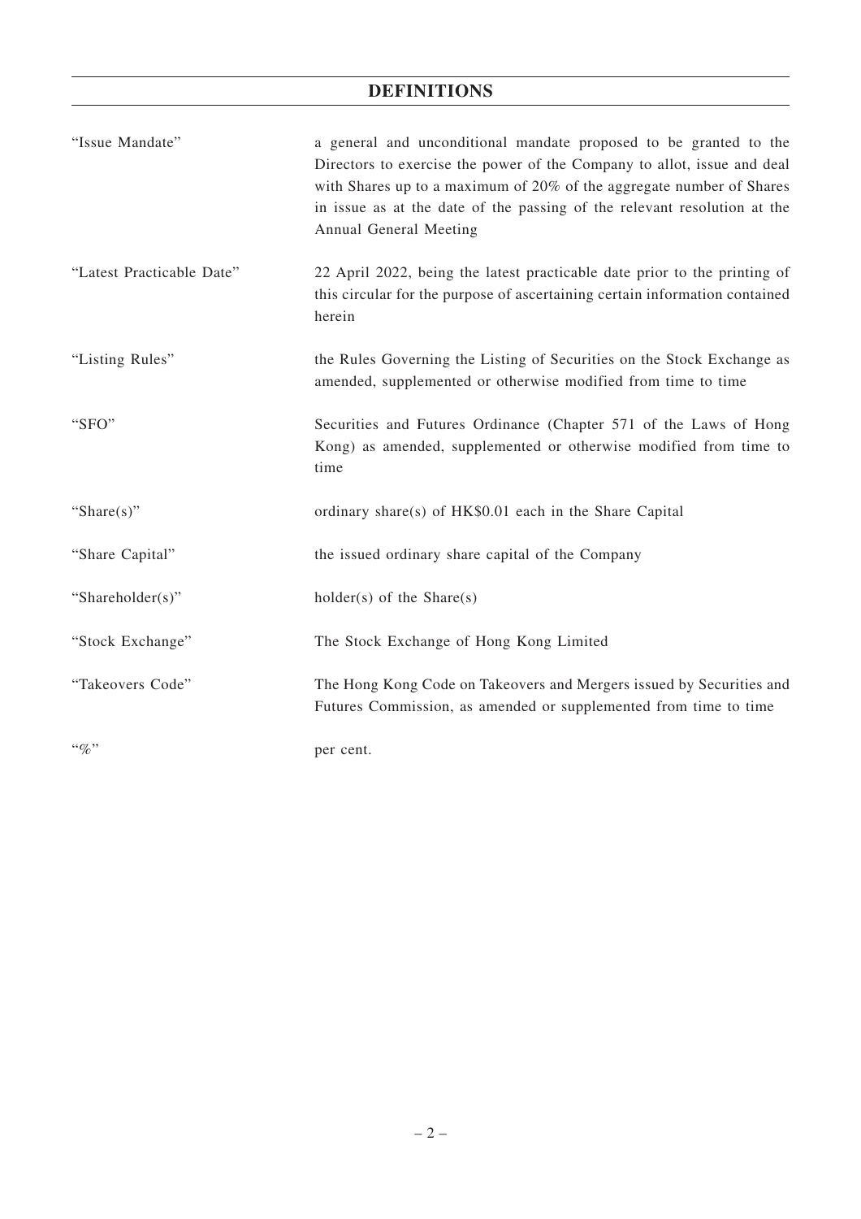# DEFINITIONS

| | |
|---|---|
| "Issue Mandate" | a general and unconditional mandate proposed to be granted to the Directors to exercise the power of the Company to allot, issue and deal with Shares up to a maximum of 20% of the aggregate number of Shares in issue as at the date of the passing of the relevant resolution at the Annual General Meeting |
| "Latest Practicable Date" | 22 April 2022, being the latest practicable date prior to the printing of this circular for the purpose of ascertaining certain information contained herein |
| "Listing Rules" | the Rules Governing the Listing of Securities on the Stock Exchange as amended, supplemented or otherwise modified from time to time |
| "SFO" | Securities and Futures Ordinance (Chapter 571 of the Laws of Hong Kong) as amended, supplemented or otherwise modified from time to time |
| "Share(s)" | ordinary share(s) of HK$0.01 each in the Share Capital |
| "Share Capital" | the issued ordinary share capital of the Company |
| "Shareholder(s)" | holder(s) of the Share(s) |
| "Stock Exchange" | The Stock Exchange of Hong Kong Limited |
| "Takeovers Code" | The Hong Kong Code on Takeovers and Mergers issued by Securities and Futures Commission, as amended or supplemented from time to time |
| "%" | per cent. |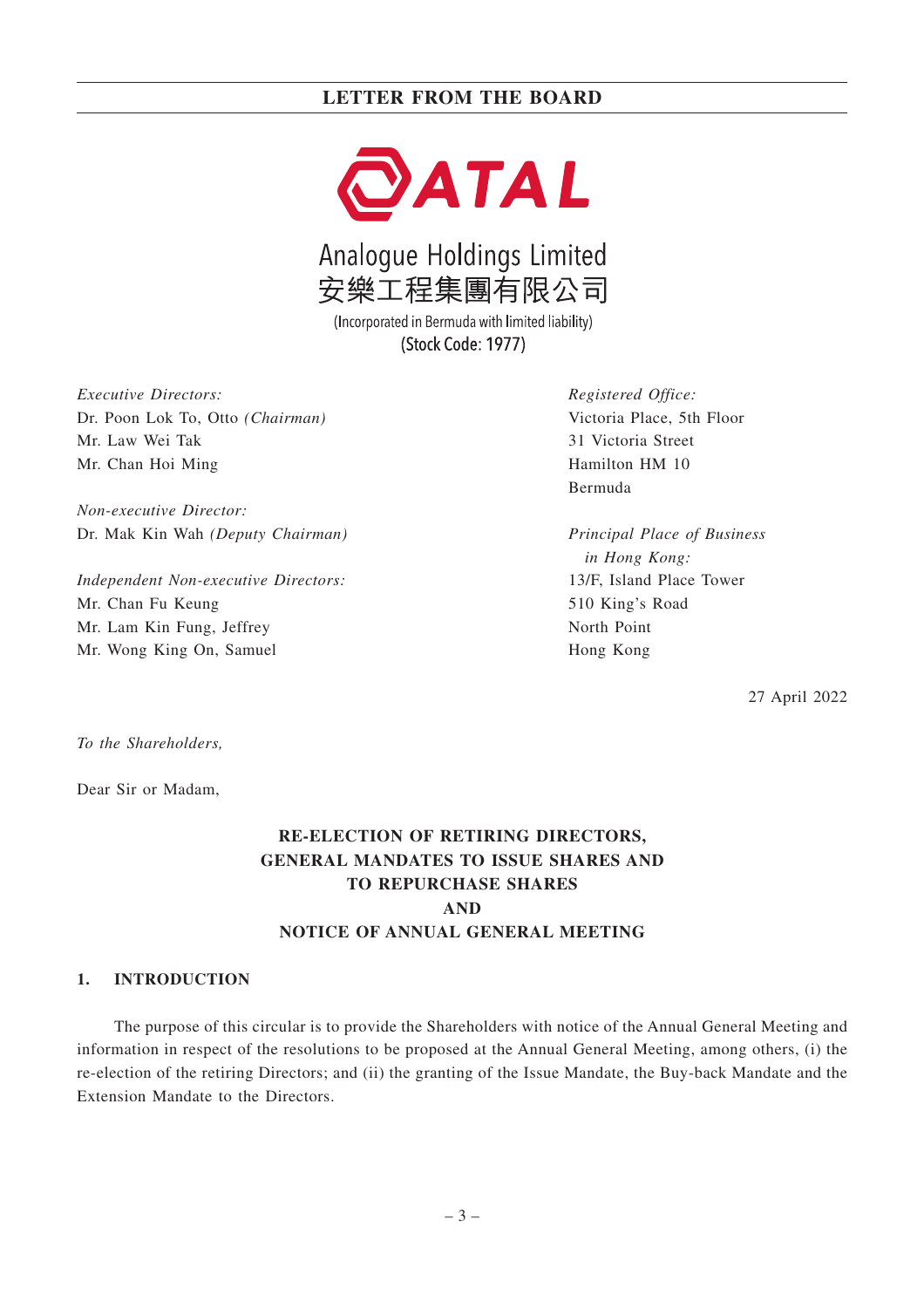# LETTER FROM THE BOARD

**ATAL**

Analogue Holdings Limited
安樂工程集團有限公司

(Incorporated in Bermuda with limited liability)
(Stock Code: 1977)

*Executive Directors:*
Dr. Poon Lok To, Otto *(Chairman)*
Mr. Law Wei Tak
Mr. Chan Hoi Ming

*Non-executive Director:*
Dr. Mak Kin Wah *(Deputy Chairman)*

*Independent Non-executive Directors:*
Mr. Chan Fu Keung
Mr. Lam Kin Fung, Jeffrey
Mr. Wong King On, Samuel

*Registered Office:*
Victoria Place, 5th Floor
31 Victoria Street
Hamilton HM 10
Bermuda

*Principal Place of Business in Hong Kong:*
13/F, Island Place Tower
510 King's Road
North Point
Hong Kong

27 April 2022

*To the Shareholders,*

Dear Sir or Madam,

**RE-ELECTION OF RETIRING DIRECTORS, GENERAL MANDATES TO ISSUE SHARES AND TO REPURCHASE SHARES AND NOTICE OF ANNUAL GENERAL MEETING**

## 1. INTRODUCTION

The purpose of this circular is to provide the Shareholders with notice of the Annual General Meeting and information in respect of the resolutions to be proposed at the Annual General Meeting, among others, (i) the re-election of the retiring Directors; and (ii) the granting of the Issue Mandate, the Buy-back Mandate and the Extension Mandate to the Directors.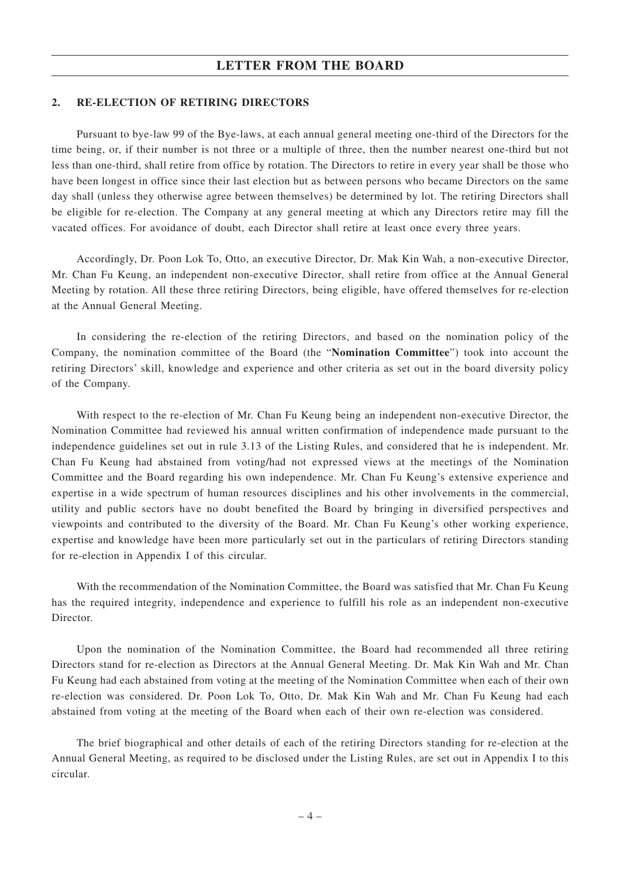## 2. RE-ELECTION OF RETIRING DIRECTORS

Pursuant to bye-law 99 of the Bye-laws, at each annual general meeting one-third of the Directors for the time being, or, if their number is not three or a multiple of three, then the number nearest one-third but not less than one-third, shall retire from office by rotation. The Directors to retire in every year shall be those who have been longest in office since their last election but as between persons who became Directors on the same day shall (unless they otherwise agree between themselves) be determined by lot. The retiring Directors shall be eligible for re-election. The Company at any general meeting at which any Directors retire may fill the vacated offices. For avoidance of doubt, each Director shall retire at least once every three years.

Accordingly, Dr. Poon Lok To, Otto, an executive Director, Dr. Mak Kin Wah, a non-executive Director, Mr. Chan Fu Keung, an independent non-executive Director, shall retire from office at the Annual General Meeting by rotation. All these three retiring Directors, being eligible, have offered themselves for re-election at the Annual General Meeting.

In considering the re-election of the retiring Directors, and based on the nomination policy of the Company, the nomination committee of the Board (the "**Nomination Committee**") took into account the retiring Directors' skill, knowledge and experience and other criteria as set out in the board diversity policy of the Company.

With respect to the re-election of Mr. Chan Fu Keung being an independent non-executive Director, the Nomination Committee had reviewed his annual written confirmation of independence made pursuant to the independence guidelines set out in rule 3.13 of the Listing Rules, and considered that he is independent. Mr. Chan Fu Keung had abstained from voting/had not expressed views at the meetings of the Nomination Committee and the Board regarding his own independence. Mr. Chan Fu Keung's extensive experience and expertise in a wide spectrum of human resources disciplines and his other involvements in the commercial, utility and public sectors have no doubt benefited the Board by bringing in diversified perspectives and viewpoints and contributed to the diversity of the Board. Mr. Chan Fu Keung's other working experience, expertise and knowledge have been more particularly set out in the particulars of retiring Directors standing for re-election in Appendix I of this circular.

With the recommendation of the Nomination Committee, the Board was satisfied that Mr. Chan Fu Keung has the required integrity, independence and experience to fulfill his role as an independent non-executive Director.

Upon the nomination of the Nomination Committee, the Board had recommended all three retiring Directors stand for re-election as Directors at the Annual General Meeting. Dr. Mak Kin Wah and Mr. Chan Fu Keung had each abstained from voting at the meeting of the Nomination Committee when each of their own re-election was considered. Dr. Poon Lok To, Otto, Dr. Mak Kin Wah and Mr. Chan Fu Keung had each abstained from voting at the meeting of the Board when each of their own re-election was considered.

The brief biographical and other details of each of the retiring Directors standing for re-election at the Annual General Meeting, as required to be disclosed under the Listing Rules, are set out in Appendix I to this circular.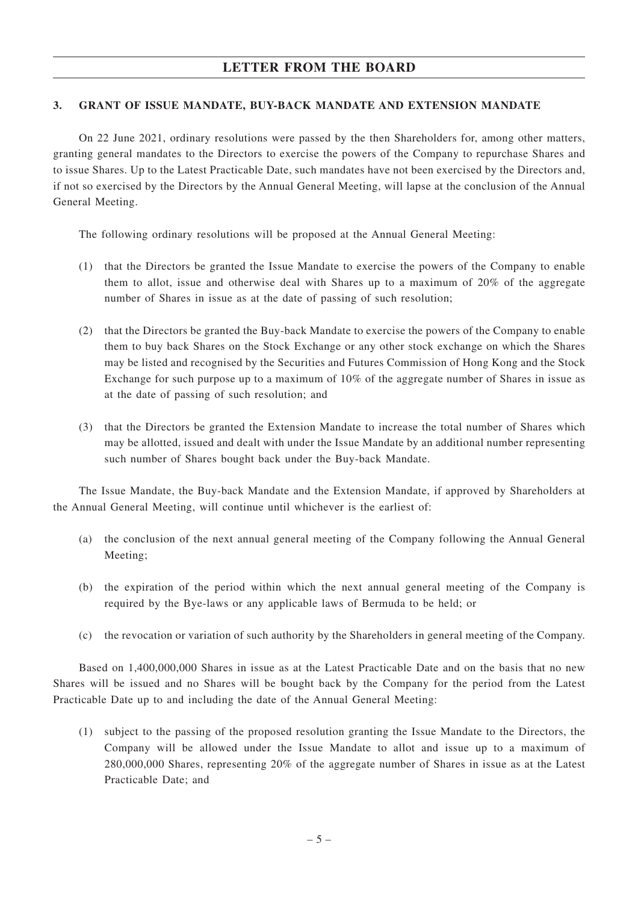### 3. GRANT OF ISSUE MANDATE, BUY-BACK MANDATE AND EXTENSION MANDATE

On 22 June 2021, ordinary resolutions were passed by the then Shareholders for, among other matters, granting general mandates to the Directors to exercise the powers of the Company to repurchase Shares and to issue Shares. Up to the Latest Practicable Date, such mandates have not been exercised by the Directors and, if not so exercised by the Directors by the Annual General Meeting, will lapse at the conclusion of the Annual General Meeting.

The following ordinary resolutions will be proposed at the Annual General Meeting:

(1) that the Directors be granted the Issue Mandate to exercise the powers of the Company to enable them to allot, issue and otherwise deal with Shares up to a maximum of 20% of the aggregate number of Shares in issue as at the date of passing of such resolution;

(2) that the Directors be granted the Buy-back Mandate to exercise the powers of the Company to enable them to buy back Shares on the Stock Exchange or any other stock exchange on which the Shares may be listed and recognised by the Securities and Futures Commission of Hong Kong and the Stock Exchange for such purpose up to a maximum of 10% of the aggregate number of Shares in issue as at the date of passing of such resolution; and

(3) that the Directors be granted the Extension Mandate to increase the total number of Shares which may be allotted, issued and dealt with under the Issue Mandate by an additional number representing such number of Shares bought back under the Buy-back Mandate.

The Issue Mandate, the Buy-back Mandate and the Extension Mandate, if approved by Shareholders at the Annual General Meeting, will continue until whichever is the earliest of:

(a) the conclusion of the next annual general meeting of the Company following the Annual General Meeting;

(b) the expiration of the period within which the next annual general meeting of the Company is required by the Bye-laws or any applicable laws of Bermuda to be held; or

(c) the revocation or variation of such authority by the Shareholders in general meeting of the Company.

Based on 1,400,000,000 Shares in issue as at the Latest Practicable Date and on the basis that no new Shares will be issued and no Shares will be bought back by the Company for the period from the Latest Practicable Date up to and including the date of the Annual General Meeting:

(1) subject to the passing of the proposed resolution granting the Issue Mandate to the Directors, the Company will be allowed under the Issue Mandate to allot and issue up to a maximum of 280,000,000 Shares, representing 20% of the aggregate number of Shares in issue as at the Latest Practicable Date; and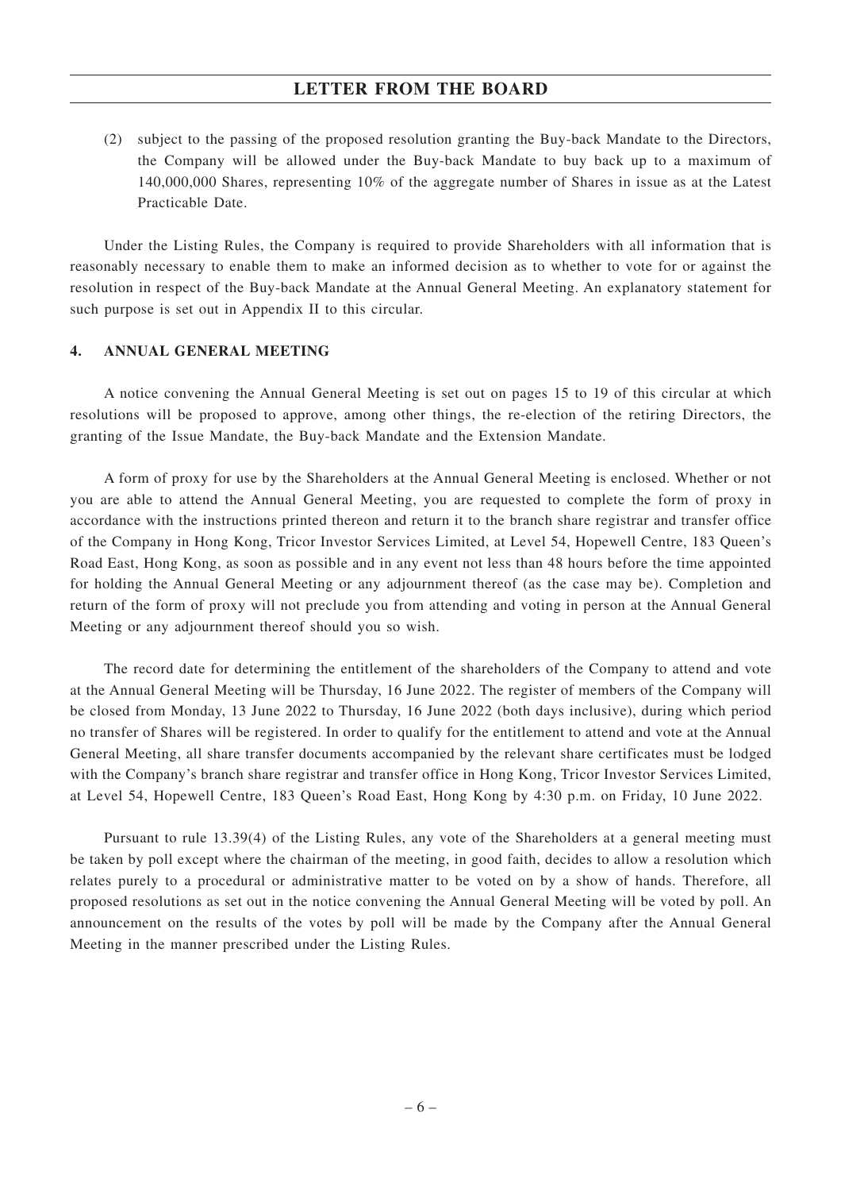(2) subject to the passing of the proposed resolution granting the Buy-back Mandate to the Directors, the Company will be allowed under the Buy-back Mandate to buy back up to a maximum of 140,000,000 Shares, representing 10% of the aggregate number of Shares in issue as at the Latest Practicable Date.

Under the Listing Rules, the Company is required to provide Shareholders with all information that is reasonably necessary to enable them to make an informed decision as to whether to vote for or against the resolution in respect of the Buy-back Mandate at the Annual General Meeting. An explanatory statement for such purpose is set out in Appendix II to this circular.

## 4. ANNUAL GENERAL MEETING

A notice convening the Annual General Meeting is set out on pages 15 to 19 of this circular at which resolutions will be proposed to approve, among other things, the re-election of the retiring Directors, the granting of the Issue Mandate, the Buy-back Mandate and the Extension Mandate.

A form of proxy for use by the Shareholders at the Annual General Meeting is enclosed. Whether or not you are able to attend the Annual General Meeting, you are requested to complete the form of proxy in accordance with the instructions printed thereon and return it to the branch share registrar and transfer office of the Company in Hong Kong, Tricor Investor Services Limited, at Level 54, Hopewell Centre, 183 Queen's Road East, Hong Kong, as soon as possible and in any event not less than 48 hours before the time appointed for holding the Annual General Meeting or any adjournment thereof (as the case may be). Completion and return of the form of proxy will not preclude you from attending and voting in person at the Annual General Meeting or any adjournment thereof should you so wish.

The record date for determining the entitlement of the shareholders of the Company to attend and vote at the Annual General Meeting will be Thursday, 16 June 2022. The register of members of the Company will be closed from Monday, 13 June 2022 to Thursday, 16 June 2022 (both days inclusive), during which period no transfer of Shares will be registered. In order to qualify for the entitlement to attend and vote at the Annual General Meeting, all share transfer documents accompanied by the relevant share certificates must be lodged with the Company's branch share registrar and transfer office in Hong Kong, Tricor Investor Services Limited, at Level 54, Hopewell Centre, 183 Queen's Road East, Hong Kong by 4:30 p.m. on Friday, 10 June 2022.

Pursuant to rule 13.39(4) of the Listing Rules, any vote of the Shareholders at a general meeting must be taken by poll except where the chairman of the meeting, in good faith, decides to allow a resolution which relates purely to a procedural or administrative matter to be voted on by a show of hands. Therefore, all proposed resolutions as set out in the notice convening the Annual General Meeting will be voted by poll. An announcement on the results of the votes by poll will be made by the Company after the Annual General Meeting in the manner prescribed under the Listing Rules.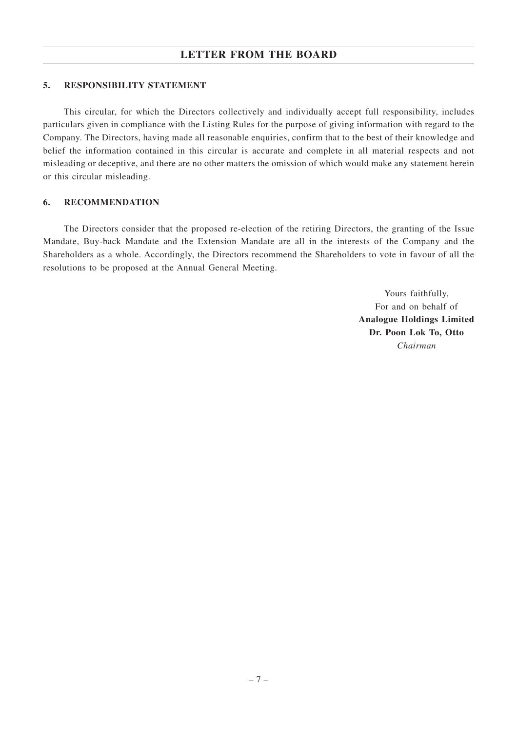# LETTER FROM THE BOARD

## 5. RESPONSIBILITY STATEMENT

This circular, for which the Directors collectively and individually accept full responsibility, includes particulars given in compliance with the Listing Rules for the purpose of giving information with regard to the Company. The Directors, having made all reasonable enquiries, confirm that to the best of their knowledge and belief the information contained in this circular is accurate and complete in all material respects and not misleading or deceptive, and there are no other matters the omission of which would make any statement herein or this circular misleading.

## 6. RECOMMENDATION

The Directors consider that the proposed re-election of the retiring Directors, the granting of the Issue Mandate, Buy-back Mandate and the Extension Mandate are all in the interests of the Company and the Shareholders as a whole. Accordingly, the Directors recommend the Shareholders to vote in favour of all the resolutions to be proposed at the Annual General Meeting.

Yours faithfully,
For and on behalf of
**Analogue Holdings Limited**
**Dr. Poon Lok To, Otto**
*Chairman*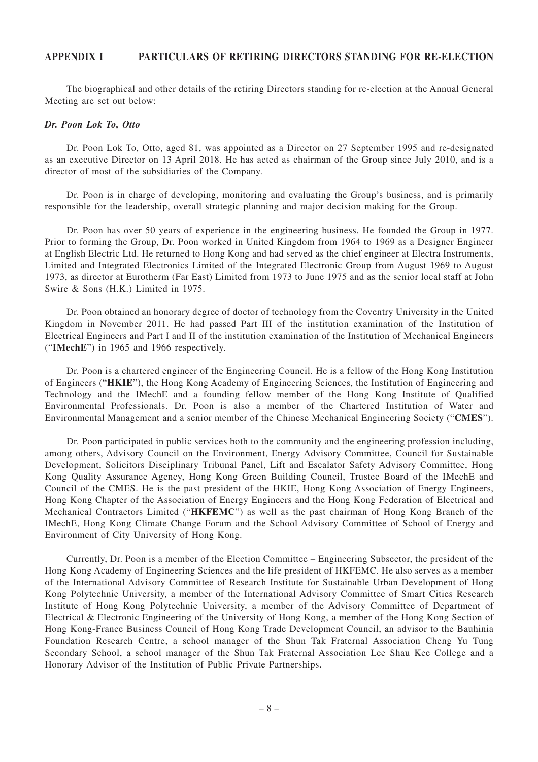The biographical and other details of the retiring Directors standing for re-election at the Annual General Meeting are set out below:

***Dr. Poon Lok To, Otto***

Dr. Poon Lok To, Otto, aged 81, was appointed as a Director on 27 September 1995 and re-designated as an executive Director on 13 April 2018. He has acted as chairman of the Group since July 2010, and is a director of most of the subsidiaries of the Company.

Dr. Poon is in charge of developing, monitoring and evaluating the Group's business, and is primarily responsible for the leadership, overall strategic planning and major decision making for the Group.

Dr. Poon has over 50 years of experience in the engineering business. He founded the Group in 1977. Prior to forming the Group, Dr. Poon worked in United Kingdom from 1964 to 1969 as a Designer Engineer at English Electric Ltd. He returned to Hong Kong and had served as the chief engineer at Electra Instruments, Limited and Integrated Electronics Limited of the Integrated Electronic Group from August 1969 to August 1973, as director at Eurotherm (Far East) Limited from 1973 to June 1975 and as the senior local staff at John Swire & Sons (H.K.) Limited in 1975.

Dr. Poon obtained an honorary degree of doctor of technology from the Coventry University in the United Kingdom in November 2011. He had passed Part III of the institution examination of the Institution of Electrical Engineers and Part I and II of the institution examination of the Institution of Mechanical Engineers ("**IMechE**") in 1965 and 1966 respectively.

Dr. Poon is a chartered engineer of the Engineering Council. He is a fellow of the Hong Kong Institution of Engineers ("**HKIE**"), the Hong Kong Academy of Engineering Sciences, the Institution of Engineering and Technology and the IMechE and a founding fellow member of the Hong Kong Institute of Qualified Environmental Professionals. Dr. Poon is also a member of the Chartered Institution of Water and Environmental Management and a senior member of the Chinese Mechanical Engineering Society ("**CMES**").

Dr. Poon participated in public services both to the community and the engineering profession including, among others, Advisory Council on the Environment, Energy Advisory Committee, Council for Sustainable Development, Solicitors Disciplinary Tribunal Panel, Lift and Escalator Safety Advisory Committee, Hong Kong Quality Assurance Agency, Hong Kong Green Building Council, Trustee Board of the IMechE and Council of the CMES. He is the past president of the HKIE, Hong Kong Association of Energy Engineers, Hong Kong Chapter of the Association of Energy Engineers and the Hong Kong Federation of Electrical and Mechanical Contractors Limited ("**HKFEMC**") as well as the past chairman of Hong Kong Branch of the IMechE, Hong Kong Climate Change Forum and the School Advisory Committee of School of Energy and Environment of City University of Hong Kong.

Currently, Dr. Poon is a member of the Election Committee – Engineering Subsector, the president of the Hong Kong Academy of Engineering Sciences and the life president of HKFEMC. He also serves as a member of the International Advisory Committee of Research Institute for Sustainable Urban Development of Hong Kong Polytechnic University, a member of the International Advisory Committee of Smart Cities Research Institute of Hong Kong Polytechnic University, a member of the Advisory Committee of Department of Electrical & Electronic Engineering of the University of Hong Kong, a member of the Hong Kong Section of Hong Kong-France Business Council of Hong Kong Trade Development Council, an advisor to the Bauhinia Foundation Research Centre, a school manager of the Shun Tak Fraternal Association Cheng Yu Tung Secondary School, a school manager of the Shun Tak Fraternal Association Lee Shau Kee College and a Honorary Advisor of the Institution of Public Private Partnerships.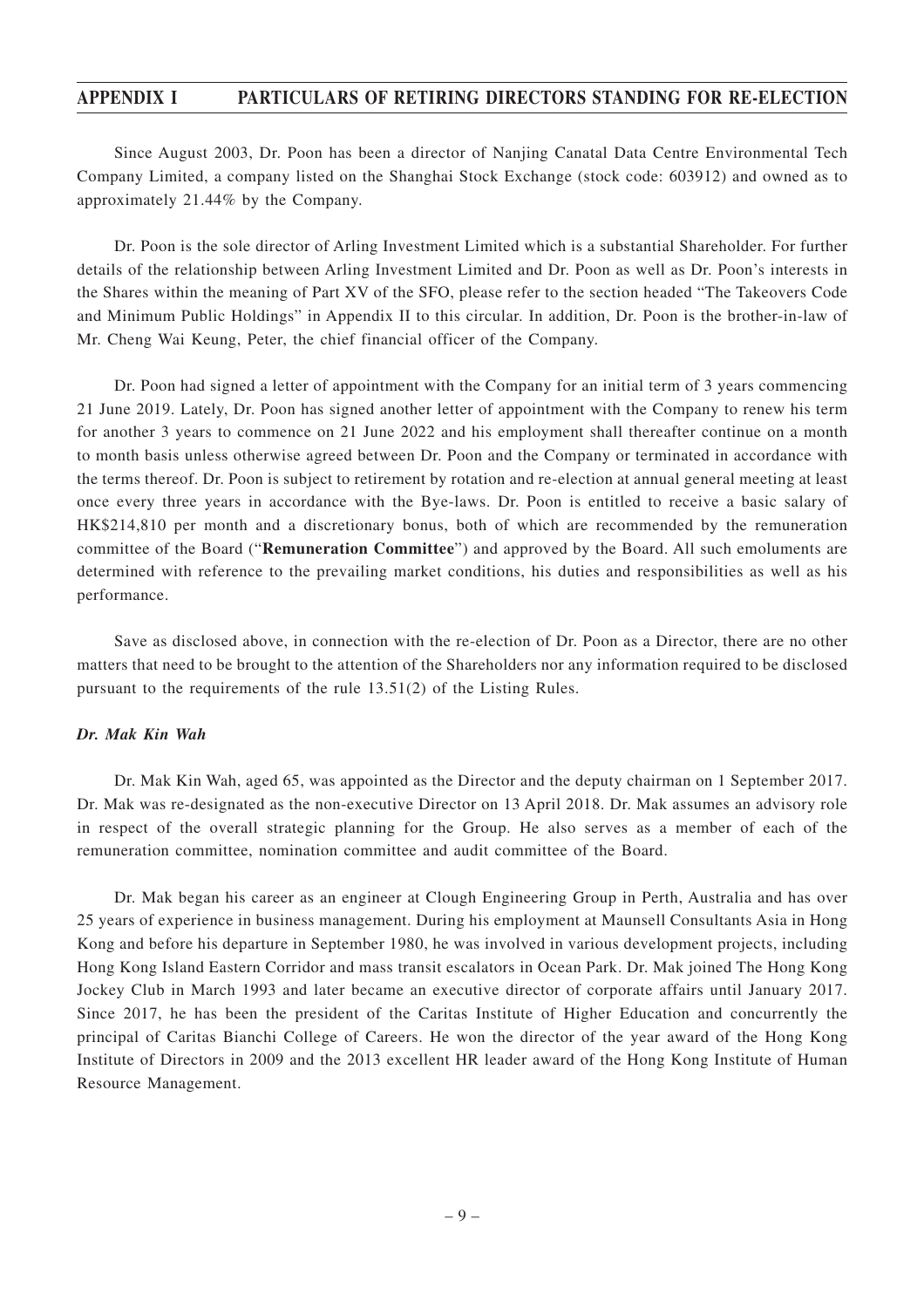Since August 2003, Dr. Poon has been a director of Nanjing Canatal Data Centre Environmental Tech Company Limited, a company listed on the Shanghai Stock Exchange (stock code: 603912) and owned as to approximately 21.44% by the Company.

Dr. Poon is the sole director of Arling Investment Limited which is a substantial Shareholder. For further details of the relationship between Arling Investment Limited and Dr. Poon as well as Dr. Poon's interests in the Shares within the meaning of Part XV of the SFO, please refer to the section headed "The Takeovers Code and Minimum Public Holdings" in Appendix II to this circular. In addition, Dr. Poon is the brother-in-law of Mr. Cheng Wai Keung, Peter, the chief financial officer of the Company.

Dr. Poon had signed a letter of appointment with the Company for an initial term of 3 years commencing 21 June 2019. Lately, Dr. Poon has signed another letter of appointment with the Company to renew his term for another 3 years to commence on 21 June 2022 and his employment shall thereafter continue on a month to month basis unless otherwise agreed between Dr. Poon and the Company or terminated in accordance with the terms thereof. Dr. Poon is subject to retirement by rotation and re-election at annual general meeting at least once every three years in accordance with the Bye-laws. Dr. Poon is entitled to receive a basic salary of HK$214,810 per month and a discretionary bonus, both of which are recommended by the remuneration committee of the Board ("**Remuneration Committee**") and approved by the Board. All such emoluments are determined with reference to the prevailing market conditions, his duties and responsibilities as well as his performance.

Save as disclosed above, in connection with the re-election of Dr. Poon as a Director, there are no other matters that need to be brought to the attention of the Shareholders nor any information required to be disclosed pursuant to the requirements of the rule 13.51(2) of the Listing Rules.

***Dr. Mak Kin Wah***

Dr. Mak Kin Wah, aged 65, was appointed as the Director and the deputy chairman on 1 September 2017. Dr. Mak was re-designated as the non-executive Director on 13 April 2018. Dr. Mak assumes an advisory role in respect of the overall strategic planning for the Group. He also serves as a member of each of the remuneration committee, nomination committee and audit committee of the Board.

Dr. Mak began his career as an engineer at Clough Engineering Group in Perth, Australia and has over 25 years of experience in business management. During his employment at Maunsell Consultants Asia in Hong Kong and before his departure in September 1980, he was involved in various development projects, including Hong Kong Island Eastern Corridor and mass transit escalators in Ocean Park. Dr. Mak joined The Hong Kong Jockey Club in March 1993 and later became an executive director of corporate affairs until January 2017. Since 2017, he has been the president of the Caritas Institute of Higher Education and concurrently the principal of Caritas Bianchi College of Careers. He won the director of the year award of the Hong Kong Institute of Directors in 2009 and the 2013 excellent HR leader award of the Hong Kong Institute of Human Resource Management.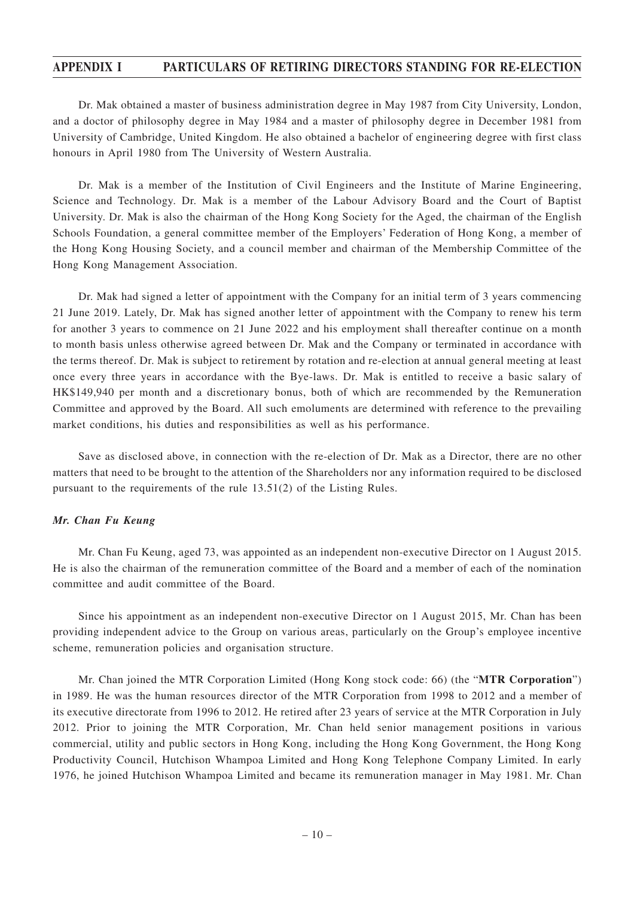Dr. Mak obtained a master of business administration degree in May 1987 from City University, London, and a doctor of philosophy degree in May 1984 and a master of philosophy degree in December 1981 from University of Cambridge, United Kingdom. He also obtained a bachelor of engineering degree with first class honours in April 1980 from The University of Western Australia.

Dr. Mak is a member of the Institution of Civil Engineers and the Institute of Marine Engineering, Science and Technology. Dr. Mak is a member of the Labour Advisory Board and the Court of Baptist University. Dr. Mak is also the chairman of the Hong Kong Society for the Aged, the chairman of the English Schools Foundation, a general committee member of the Employers' Federation of Hong Kong, a member of the Hong Kong Housing Society, and a council member and chairman of the Membership Committee of the Hong Kong Management Association.

Dr. Mak had signed a letter of appointment with the Company for an initial term of 3 years commencing 21 June 2019. Lately, Dr. Mak has signed another letter of appointment with the Company to renew his term for another 3 years to commence on 21 June 2022 and his employment shall thereafter continue on a month to month basis unless otherwise agreed between Dr. Mak and the Company or terminated in accordance with the terms thereof. Dr. Mak is subject to retirement by rotation and re-election at annual general meeting at least once every three years in accordance with the Bye-laws. Dr. Mak is entitled to receive a basic salary of HK$149,940 per month and a discretionary bonus, both of which are recommended by the Remuneration Committee and approved by the Board. All such emoluments are determined with reference to the prevailing market conditions, his duties and responsibilities as well as his performance.

Save as disclosed above, in connection with the re-election of Dr. Mak as a Director, there are no other matters that need to be brought to the attention of the Shareholders nor any information required to be disclosed pursuant to the requirements of the rule 13.51(2) of the Listing Rules.

***Mr. Chan Fu Keung***

Mr. Chan Fu Keung, aged 73, was appointed as an independent non-executive Director on 1 August 2015. He is also the chairman of the remuneration committee of the Board and a member of each of the nomination committee and audit committee of the Board.

Since his appointment as an independent non-executive Director on 1 August 2015, Mr. Chan has been providing independent advice to the Group on various areas, particularly on the Group's employee incentive scheme, remuneration policies and organisation structure.

Mr. Chan joined the MTR Corporation Limited (Hong Kong stock code: 66) (the "**MTR Corporation**") in 1989. He was the human resources director of the MTR Corporation from 1998 to 2012 and a member of its executive directorate from 1996 to 2012. He retired after 23 years of service at the MTR Corporation in July 2012. Prior to joining the MTR Corporation, Mr. Chan held senior management positions in various commercial, utility and public sectors in Hong Kong, including the Hong Kong Government, the Hong Kong Productivity Council, Hutchison Whampoa Limited and Hong Kong Telephone Company Limited. In early 1976, he joined Hutchison Whampoa Limited and became its remuneration manager in May 1981. Mr. Chan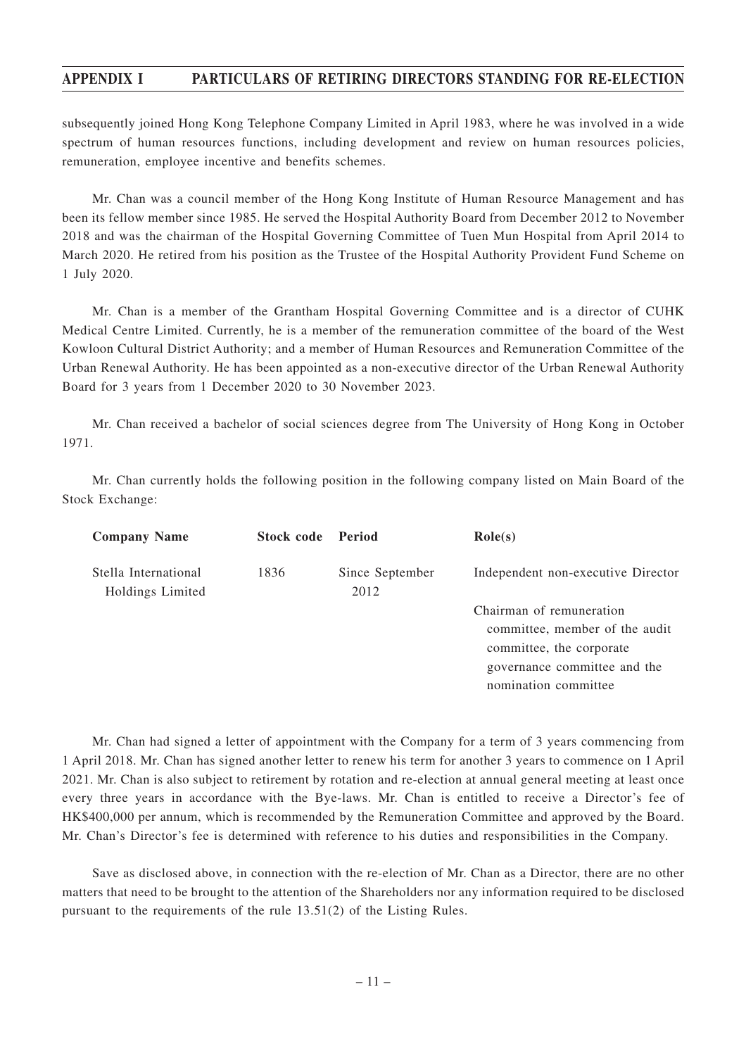subsequently joined Hong Kong Telephone Company Limited in April 1983, where he was involved in a wide spectrum of human resources functions, including development and review on human resources policies, remuneration, employee incentive and benefits schemes.

Mr. Chan was a council member of the Hong Kong Institute of Human Resource Management and has been its fellow member since 1985. He served the Hospital Authority Board from December 2012 to November 2018 and was the chairman of the Hospital Governing Committee of Tuen Mun Hospital from April 2014 to March 2020. He retired from his position as the Trustee of the Hospital Authority Provident Fund Scheme on 1 July 2020.

Mr. Chan is a member of the Grantham Hospital Governing Committee and is a director of CUHK Medical Centre Limited. Currently, he is a member of the remuneration committee of the board of the West Kowloon Cultural District Authority; and a member of Human Resources and Remuneration Committee of the Urban Renewal Authority. He has been appointed as a non-executive director of the Urban Renewal Authority Board for 3 years from 1 December 2020 to 30 November 2023.

Mr. Chan received a bachelor of social sciences degree from The University of Hong Kong in October 1971.

Mr. Chan currently holds the following position in the following company listed on Main Board of the Stock Exchange:

| Company Name | Stock code | Period | Role(s) |
|---|---|---|---|
| Stella International Holdings Limited | 1836 | Since September 2012 | Independent non-executive Director<br><br>Chairman of remuneration committee, member of the audit committee, the corporate governance committee and the nomination committee |

Mr. Chan had signed a letter of appointment with the Company for a term of 3 years commencing from 1 April 2018. Mr. Chan has signed another letter to renew his term for another 3 years to commence on 1 April 2021. Mr. Chan is also subject to retirement by rotation and re-election at annual general meeting at least once every three years in accordance with the Bye-laws. Mr. Chan is entitled to receive a Director's fee of HK$400,000 per annum, which is recommended by the Remuneration Committee and approved by the Board. Mr. Chan's Director's fee is determined with reference to his duties and responsibilities in the Company.

Save as disclosed above, in connection with the re-election of Mr. Chan as a Director, there are no other matters that need to be brought to the attention of the Shareholders nor any information required to be disclosed pursuant to the requirements of the rule 13.51(2) of the Listing Rules.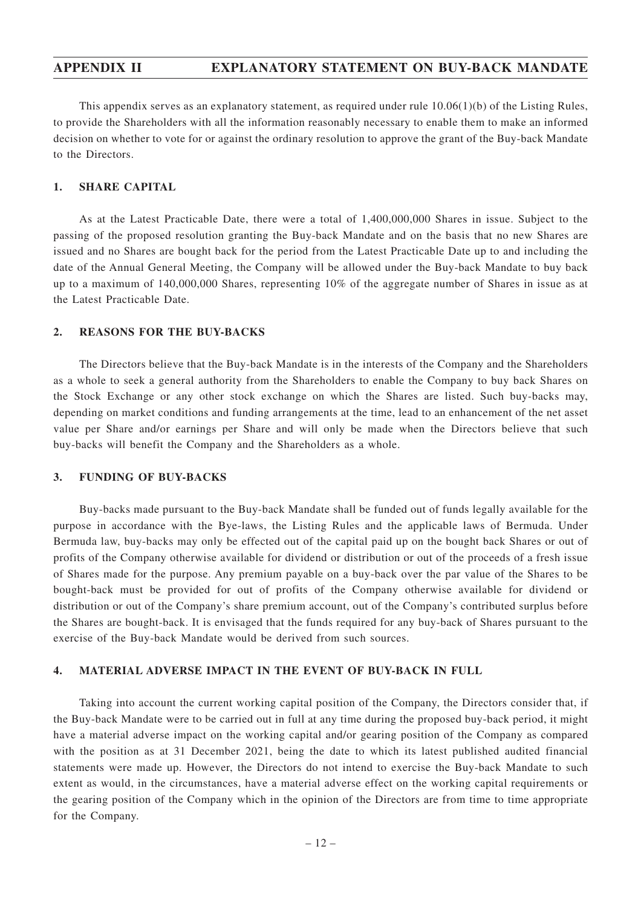# APPENDIX II EXPLANATORY STATEMENT ON BUY-BACK MANDATE

This appendix serves as an explanatory statement, as required under rule 10.06(1)(b) of the Listing Rules, to provide the Shareholders with all the information reasonably necessary to enable them to make an informed decision on whether to vote for or against the ordinary resolution to approve the grant of the Buy-back Mandate to the Directors.

## 1. SHARE CAPITAL

As at the Latest Practicable Date, there were a total of 1,400,000,000 Shares in issue. Subject to the passing of the proposed resolution granting the Buy-back Mandate and on the basis that no new Shares are issued and no Shares are bought back for the period from the Latest Practicable Date up to and including the date of the Annual General Meeting, the Company will be allowed under the Buy-back Mandate to buy back up to a maximum of 140,000,000 Shares, representing 10% of the aggregate number of Shares in issue as at the Latest Practicable Date.

## 2. REASONS FOR THE BUY-BACKS

The Directors believe that the Buy-back Mandate is in the interests of the Company and the Shareholders as a whole to seek a general authority from the Shareholders to enable the Company to buy back Shares on the Stock Exchange or any other stock exchange on which the Shares are listed. Such buy-backs may, depending on market conditions and funding arrangements at the time, lead to an enhancement of the net asset value per Share and/or earnings per Share and will only be made when the Directors believe that such buy-backs will benefit the Company and the Shareholders as a whole.

## 3. FUNDING OF BUY-BACKS

Buy-backs made pursuant to the Buy-back Mandate shall be funded out of funds legally available for the purpose in accordance with the Bye-laws, the Listing Rules and the applicable laws of Bermuda. Under Bermuda law, buy-backs may only be effected out of the capital paid up on the bought back Shares or out of profits of the Company otherwise available for dividend or distribution or out of the proceeds of a fresh issue of Shares made for the purpose. Any premium payable on a buy-back over the par value of the Shares to be bought-back must be provided for out of profits of the Company otherwise available for dividend or distribution or out of the Company's share premium account, out of the Company's contributed surplus before the Shares are bought-back. It is envisaged that the funds required for any buy-back of Shares pursuant to the exercise of the Buy-back Mandate would be derived from such sources.

## 4. MATERIAL ADVERSE IMPACT IN THE EVENT OF BUY-BACK IN FULL

Taking into account the current working capital position of the Company, the Directors consider that, if the Buy-back Mandate were to be carried out in full at any time during the proposed buy-back period, it might have a material adverse impact on the working capital and/or gearing position of the Company as compared with the position as at 31 December 2021, being the date to which its latest published audited financial statements were made up. However, the Directors do not intend to exercise the Buy-back Mandate to such extent as would, in the circumstances, have a material adverse effect on the working capital requirements or the gearing position of the Company which in the opinion of the Directors are from time to time appropriate for the Company.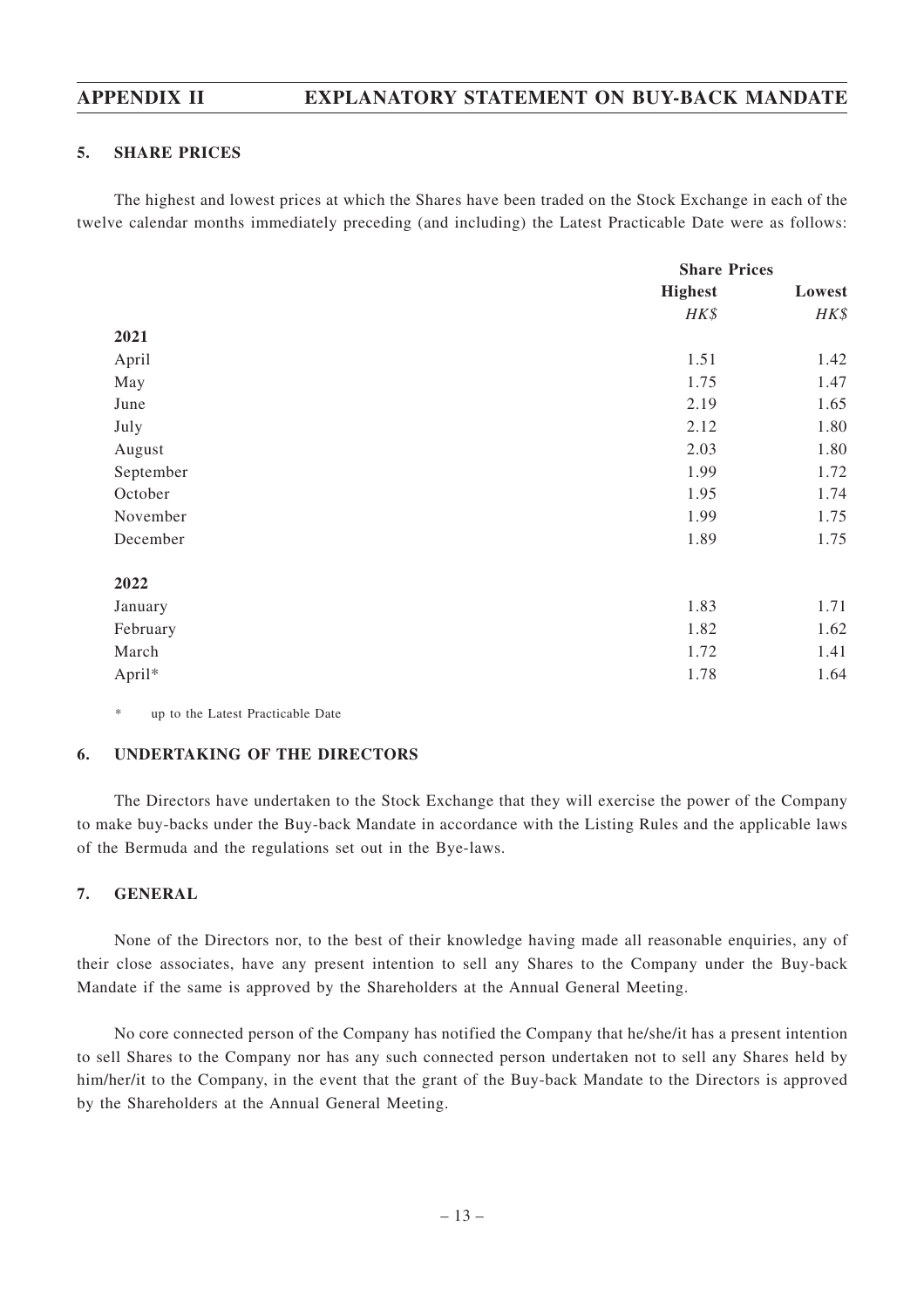### 5. SHARE PRICES

The highest and lowest prices at which the Shares have been traded on the Stock Exchange in each of the twelve calendar months immediately preceding (and including) the Latest Practicable Date were as follows:

| | Share Prices | |
|---|---|---|
| | **Highest** | **Lowest** |
| | *HK$* | *HK$* |
| **2021** | | |
| April | 1.51 | 1.42 |
| May | 1.75 | 1.47 |
| June | 2.19 | 1.65 |
| July | 2.12 | 1.80 |
| August | 2.03 | 1.80 |
| September | 1.99 | 1.72 |
| October | 1.95 | 1.74 |
| November | 1.99 | 1.75 |
| December | 1.89 | 1.75 |
| **2022** | | |
| January | 1.83 | 1.71 |
| February | 1.82 | 1.62 |
| March | 1.72 | 1.41 |
| April* | 1.78 | 1.64 |

\* up to the Latest Practicable Date

### 6. UNDERTAKING OF THE DIRECTORS

The Directors have undertaken to the Stock Exchange that they will exercise the power of the Company to make buy-backs under the Buy-back Mandate in accordance with the Listing Rules and the applicable laws of the Bermuda and the regulations set out in the Bye-laws.

### 7. GENERAL

None of the Directors nor, to the best of their knowledge having made all reasonable enquiries, any of their close associates, have any present intention to sell any Shares to the Company under the Buy-back Mandate if the same is approved by the Shareholders at the Annual General Meeting.

No core connected person of the Company has notified the Company that he/she/it has a present intention to sell Shares to the Company nor has any such connected person undertaken not to sell any Shares held by him/her/it to the Company, in the event that the grant of the Buy-back Mandate to the Directors is approved by the Shareholders at the Annual General Meeting.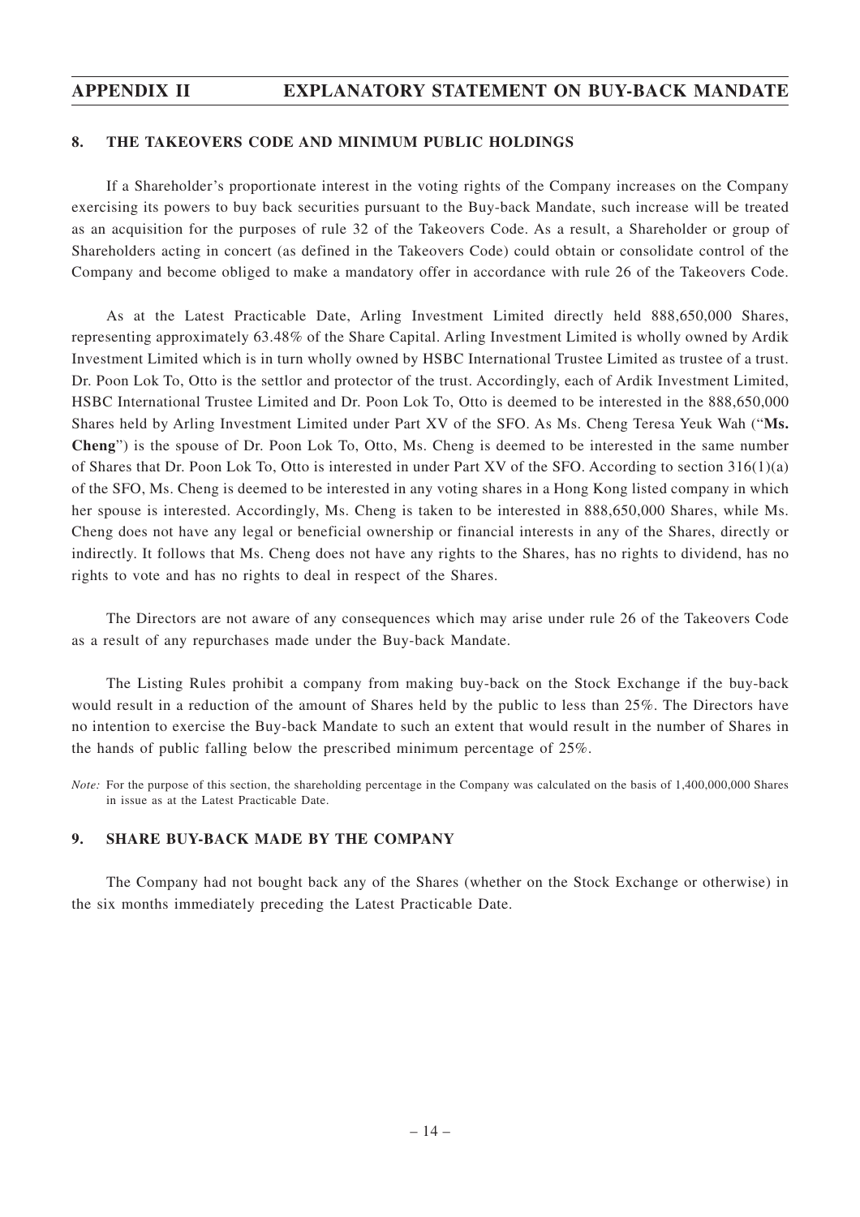## 8. THE TAKEOVERS CODE AND MINIMUM PUBLIC HOLDINGS

If a Shareholder's proportionate interest in the voting rights of the Company increases on the Company exercising its powers to buy back securities pursuant to the Buy-back Mandate, such increase will be treated as an acquisition for the purposes of rule 32 of the Takeovers Code. As a result, a Shareholder or group of Shareholders acting in concert (as defined in the Takeovers Code) could obtain or consolidate control of the Company and become obliged to make a mandatory offer in accordance with rule 26 of the Takeovers Code.

As at the Latest Practicable Date, Arling Investment Limited directly held 888,650,000 Shares, representing approximately 63.48% of the Share Capital. Arling Investment Limited is wholly owned by Ardik Investment Limited which is in turn wholly owned by HSBC International Trustee Limited as trustee of a trust. Dr. Poon Lok To, Otto is the settlor and protector of the trust. Accordingly, each of Ardik Investment Limited, HSBC International Trustee Limited and Dr. Poon Lok To, Otto is deemed to be interested in the 888,650,000 Shares held by Arling Investment Limited under Part XV of the SFO. As Ms. Cheng Teresa Yeuk Wah ("**Ms. Cheng**") is the spouse of Dr. Poon Lok To, Otto, Ms. Cheng is deemed to be interested in the same number of Shares that Dr. Poon Lok To, Otto is interested in under Part XV of the SFO. According to section 316(1)(a) of the SFO, Ms. Cheng is deemed to be interested in any voting shares in a Hong Kong listed company in which her spouse is interested. Accordingly, Ms. Cheng is taken to be interested in 888,650,000 Shares, while Ms. Cheng does not have any legal or beneficial ownership or financial interests in any of the Shares, directly or indirectly. It follows that Ms. Cheng does not have any rights to the Shares, has no rights to dividend, has no rights to vote and has no rights to deal in respect of the Shares.

The Directors are not aware of any consequences which may arise under rule 26 of the Takeovers Code as a result of any repurchases made under the Buy-back Mandate.

The Listing Rules prohibit a company from making buy-back on the Stock Exchange if the buy-back would result in a reduction of the amount of Shares held by the public to less than 25%. The Directors have no intention to exercise the Buy-back Mandate to such an extent that would result in the number of Shares in the hands of public falling below the prescribed minimum percentage of 25%.

*Note:* For the purpose of this section, the shareholding percentage in the Company was calculated on the basis of 1,400,000,000 Shares in issue as at the Latest Practicable Date.

## 9. SHARE BUY-BACK MADE BY THE COMPANY

The Company had not bought back any of the Shares (whether on the Stock Exchange or otherwise) in the six months immediately preceding the Latest Practicable Date.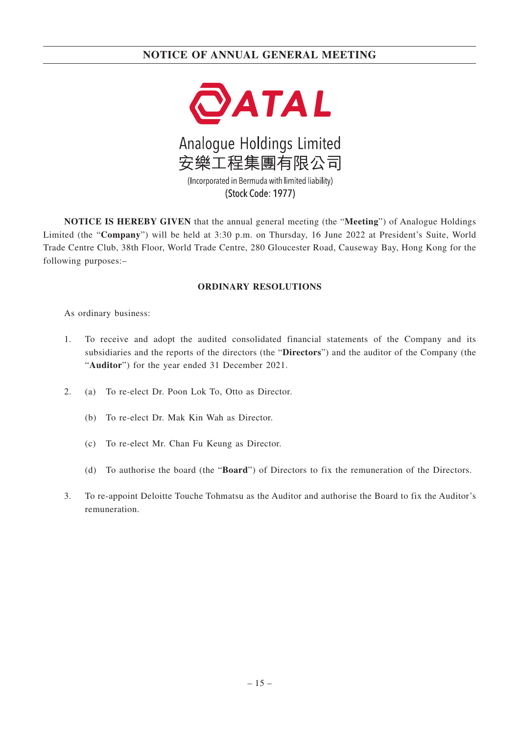# NOTICE OF ANNUAL GENERAL MEETING

ATAL

Analogue Holdings Limited
安樂工程集團有限公司
(Incorporated in Bermuda with limited liability)
(Stock Code: 1977)

**NOTICE IS HEREBY GIVEN** that the annual general meeting (the "**Meeting**") of Analogue Holdings Limited (the "**Company**") will be held at 3:30 p.m. on Thursday, 16 June 2022 at President's Suite, World Trade Centre Club, 38th Floor, World Trade Centre, 280 Gloucester Road, Causeway Bay, Hong Kong for the following purposes:–

## ORDINARY RESOLUTIONS

As ordinary business:

1. To receive and adopt the audited consolidated financial statements of the Company and its subsidiaries and the reports of the directors (the "**Directors**") and the auditor of the Company (the "**Auditor**") for the year ended 31 December 2021.

2. (a) To re-elect Dr. Poon Lok To, Otto as Director.

   (b) To re-elect Dr. Mak Kin Wah as Director.

   (c) To re-elect Mr. Chan Fu Keung as Director.

   (d) To authorise the board (the "**Board**") of Directors to fix the remuneration of the Directors.

3. To re-appoint Deloitte Touche Tohmatsu as the Auditor and authorise the Board to fix the Auditor's remuneration.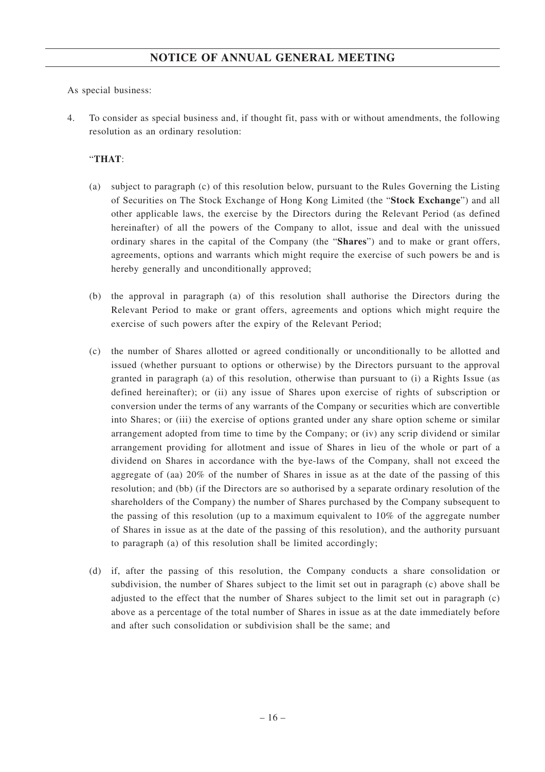# NOTICE OF ANNUAL GENERAL MEETING

As special business:

4. To consider as special business and, if thought fit, pass with or without amendments, the following resolution as an ordinary resolution:

   "**THAT**:

   (a) subject to paragraph (c) of this resolution below, pursuant to the Rules Governing the Listing of Securities on The Stock Exchange of Hong Kong Limited (the "**Stock Exchange**") and all other applicable laws, the exercise by the Directors during the Relevant Period (as defined hereinafter) of all the powers of the Company to allot, issue and deal with the unissued ordinary shares in the capital of the Company (the "**Shares**") and to make or grant offers, agreements, options and warrants which might require the exercise of such powers be and is hereby generally and unconditionally approved;

   (b) the approval in paragraph (a) of this resolution shall authorise the Directors during the Relevant Period to make or grant offers, agreements and options which might require the exercise of such powers after the expiry of the Relevant Period;

   (c) the number of Shares allotted or agreed conditionally or unconditionally to be allotted and issued (whether pursuant to options or otherwise) by the Directors pursuant to the approval granted in paragraph (a) of this resolution, otherwise than pursuant to (i) a Rights Issue (as defined hereinafter); or (ii) any issue of Shares upon exercise of rights of subscription or conversion under the terms of any warrants of the Company or securities which are convertible into Shares; or (iii) the exercise of options granted under any share option scheme or similar arrangement adopted from time to time by the Company; or (iv) any scrip dividend or similar arrangement providing for allotment and issue of Shares in lieu of the whole or part of a dividend on Shares in accordance with the bye-laws of the Company, shall not exceed the aggregate of (aa) 20% of the number of Shares in issue as at the date of the passing of this resolution; and (bb) (if the Directors are so authorised by a separate ordinary resolution of the shareholders of the Company) the number of Shares purchased by the Company subsequent to the passing of this resolution (up to a maximum equivalent to 10% of the aggregate number of Shares in issue as at the date of the passing of this resolution), and the authority pursuant to paragraph (a) of this resolution shall be limited accordingly;

   (d) if, after the passing of this resolution, the Company conducts a share consolidation or subdivision, the number of Shares subject to the limit set out in paragraph (c) above shall be adjusted to the effect that the number of Shares subject to the limit set out in paragraph (c) above as a percentage of the total number of Shares in issue as at the date immediately before and after such consolidation or subdivision shall be the same; and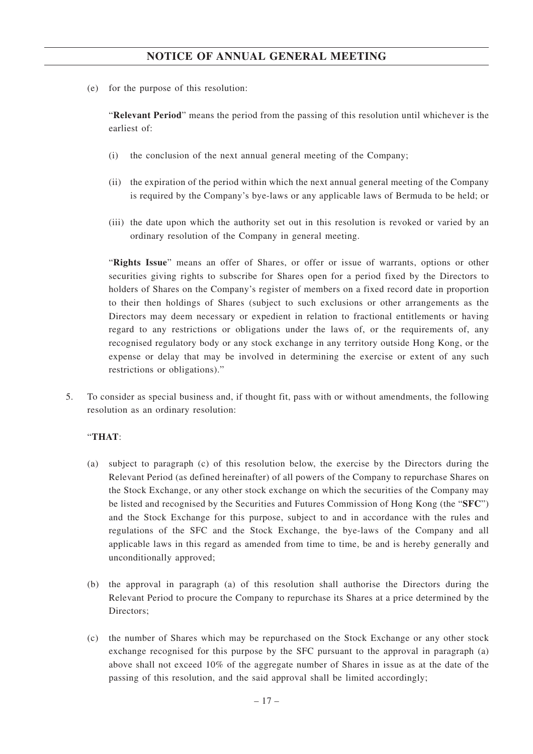(e) for the purpose of this resolution:

"**Relevant Period**" means the period from the passing of this resolution until whichever is the earliest of:

(i) the conclusion of the next annual general meeting of the Company;

(ii) the expiration of the period within which the next annual general meeting of the Company is required by the Company's bye-laws or any applicable laws of Bermuda to be held; or

(iii) the date upon which the authority set out in this resolution is revoked or varied by an ordinary resolution of the Company in general meeting.

"**Rights Issue**" means an offer of Shares, or offer or issue of warrants, options or other securities giving rights to subscribe for Shares open for a period fixed by the Directors to holders of Shares on the Company's register of members on a fixed record date in proportion to their then holdings of Shares (subject to such exclusions or other arrangements as the Directors may deem necessary or expedient in relation to fractional entitlements or having regard to any restrictions or obligations under the laws of, or the requirements of, any recognised regulatory body or any stock exchange in any territory outside Hong Kong, or the expense or delay that may be involved in determining the exercise or extent of any such restrictions or obligations)."

5. To consider as special business and, if thought fit, pass with or without amendments, the following resolution as an ordinary resolution:

"**THAT**:

(a) subject to paragraph (c) of this resolution below, the exercise by the Directors during the Relevant Period (as defined hereinafter) of all powers of the Company to repurchase Shares on the Stock Exchange, or any other stock exchange on which the securities of the Company may be listed and recognised by the Securities and Futures Commission of Hong Kong (the "**SFC**") and the Stock Exchange for this purpose, subject to and in accordance with the rules and regulations of the SFC and the Stock Exchange, the bye-laws of the Company and all applicable laws in this regard as amended from time to time, be and is hereby generally and unconditionally approved;

(b) the approval in paragraph (a) of this resolution shall authorise the Directors during the Relevant Period to procure the Company to repurchase its Shares at a price determined by the Directors;

(c) the number of Shares which may be repurchased on the Stock Exchange or any other stock exchange recognised for this purpose by the SFC pursuant to the approval in paragraph (a) above shall not exceed 10% of the aggregate number of Shares in issue as at the date of the passing of this resolution, and the said approval shall be limited accordingly;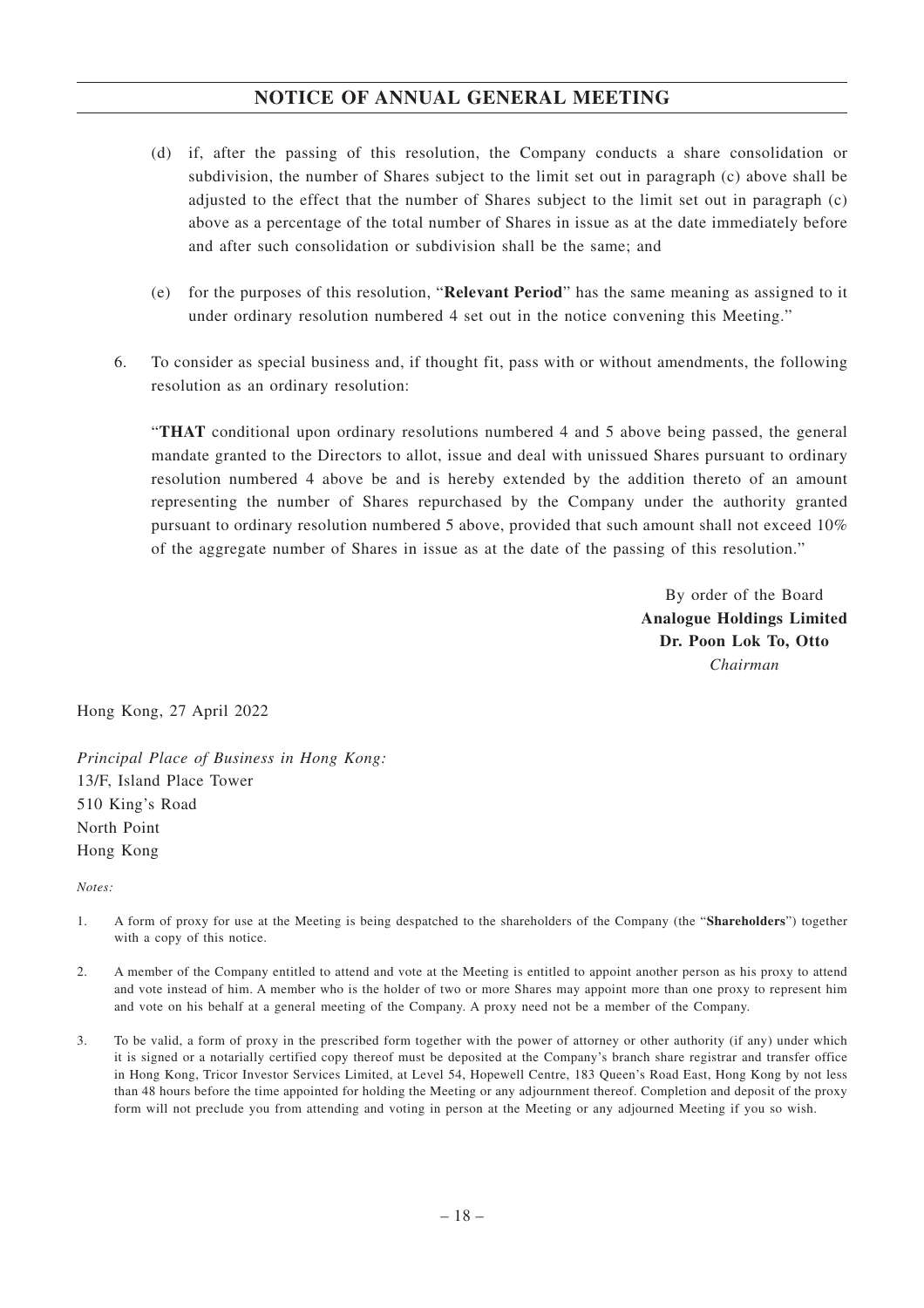(d) if, after the passing of this resolution, the Company conducts a share consolidation or subdivision, the number of Shares subject to the limit set out in paragraph (c) above shall be adjusted to the effect that the number of Shares subject to the limit set out in paragraph (c) above as a percentage of the total number of Shares in issue as at the date immediately before and after such consolidation or subdivision shall be the same; and

(e) for the purposes of this resolution, "**Relevant Period**" has the same meaning as assigned to it under ordinary resolution numbered 4 set out in the notice convening this Meeting."

6. To consider as special business and, if thought fit, pass with or without amendments, the following resolution as an ordinary resolution:

"**THAT** conditional upon ordinary resolutions numbered 4 and 5 above being passed, the general mandate granted to the Directors to allot, issue and deal with unissued Shares pursuant to ordinary resolution numbered 4 above be and is hereby extended by the addition thereto of an amount representing the number of Shares repurchased by the Company under the authority granted pursuant to ordinary resolution numbered 5 above, provided that such amount shall not exceed 10% of the aggregate number of Shares in issue as at the date of the passing of this resolution."

By order of the Board
**Analogue Holdings Limited**
**Dr. Poon Lok To, Otto**
*Chairman*

Hong Kong, 27 April 2022

*Principal Place of Business in Hong Kong:*
13/F, Island Place Tower
510 King's Road
North Point
Hong Kong

*Notes:*

1. A form of proxy for use at the Meeting is being despatched to the shareholders of the Company (the "**Shareholders**") together with a copy of this notice.

2. A member of the Company entitled to attend and vote at the Meeting is entitled to appoint another person as his proxy to attend and vote instead of him. A member who is the holder of two or more Shares may appoint more than one proxy to represent him and vote on his behalf at a general meeting of the Company. A proxy need not be a member of the Company.

3. To be valid, a form of proxy in the prescribed form together with the power of attorney or other authority (if any) under which it is signed or a notarially certified copy thereof must be deposited at the Company's branch share registrar and transfer office in Hong Kong, Tricor Investor Services Limited, at Level 54, Hopewell Centre, 183 Queen's Road East, Hong Kong by not less than 48 hours before the time appointed for holding the Meeting or any adjournment thereof. Completion and deposit of the proxy form will not preclude you from attending and voting in person at the Meeting or any adjourned Meeting if you so wish.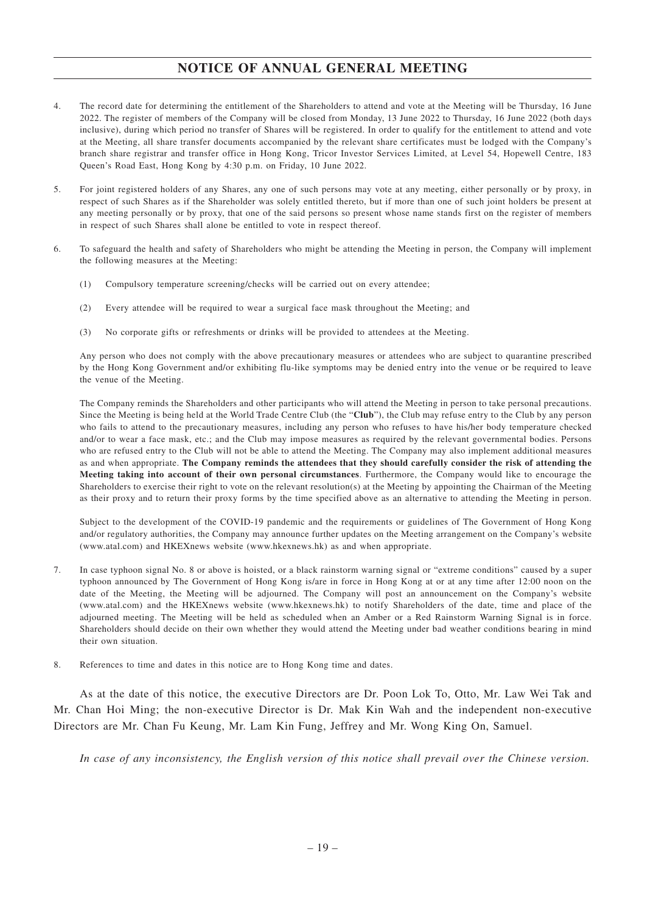# NOTICE OF ANNUAL GENERAL MEETING

4. The record date for determining the entitlement of the Shareholders to attend and vote at the Meeting will be Thursday, 16 June 2022. The register of members of the Company will be closed from Monday, 13 June 2022 to Thursday, 16 June 2022 (both days inclusive), during which period no transfer of Shares will be registered. In order to qualify for the entitlement to attend and vote at the Meeting, all share transfer documents accompanied by the relevant share certificates must be lodged with the Company's branch share registrar and transfer office in Hong Kong, Tricor Investor Services Limited, at Level 54, Hopewell Centre, 183 Queen's Road East, Hong Kong by 4:30 p.m. on Friday, 10 June 2022.

5. For joint registered holders of any Shares, any one of such persons may vote at any meeting, either personally or by proxy, in respect of such Shares as if the Shareholder was solely entitled thereto, but if more than one of such joint holders be present at any meeting personally or by proxy, that one of the said persons so present whose name stands first on the register of members in respect of such Shares shall alone be entitled to vote in respect thereof.

6. To safeguard the health and safety of Shareholders who might be attending the Meeting in person, the Company will implement the following measures at the Meeting:

   (1) Compulsory temperature screening/checks will be carried out on every attendee;

   (2) Every attendee will be required to wear a surgical face mask throughout the Meeting; and

   (3) No corporate gifts or refreshments or drinks will be provided to attendees at the Meeting.

   Any person who does not comply with the above precautionary measures or attendees who are subject to quarantine prescribed by the Hong Kong Government and/or exhibiting flu-like symptoms may be denied entry into the venue or be required to leave the venue of the Meeting.

   The Company reminds the Shareholders and other participants who will attend the Meeting in person to take personal precautions. Since the Meeting is being held at the World Trade Centre Club (the "**Club**"), the Club may refuse entry to the Club by any person who fails to attend to the precautionary measures, including any person who refuses to have his/her body temperature checked and/or to wear a face mask, etc.; and the Club may impose measures as required by the relevant governmental bodies. Persons who are refused entry to the Club will not be able to attend the Meeting. The Company may also implement additional measures as and when appropriate. **The Company reminds the attendees that they should carefully consider the risk of attending the Meeting taking into account of their own personal circumstances**. Furthermore, the Company would like to encourage the Shareholders to exercise their right to vote on the relevant resolution(s) at the Meeting by appointing the Chairman of the Meeting as their proxy and to return their proxy forms by the time specified above as an alternative to attending the Meeting in person.

   Subject to the development of the COVID-19 pandemic and the requirements or guidelines of The Government of Hong Kong and/or regulatory authorities, the Company may announce further updates on the Meeting arrangement on the Company's website (www.atal.com) and HKEXnews website (www.hkexnews.hk) as and when appropriate.

7. In case typhoon signal No. 8 or above is hoisted, or a black rainstorm warning signal or "extreme conditions" caused by a super typhoon announced by The Government of Hong Kong is/are in force in Hong Kong at or at any time after 12:00 noon on the date of the Meeting, the Meeting will be adjourned. The Company will post an announcement on the Company's website (www.atal.com) and the HKEXnews website (www.hkexnews.hk) to notify Shareholders of the date, time and place of the adjourned meeting. The Meeting will be held as scheduled when an Amber or a Red Rainstorm Warning Signal is in force. Shareholders should decide on their own whether they would attend the Meeting under bad weather conditions bearing in mind their own situation.

8. References to time and dates in this notice are to Hong Kong time and dates.

As at the date of this notice, the executive Directors are Dr. Poon Lok To, Otto, Mr. Law Wei Tak and Mr. Chan Hoi Ming; the non-executive Director is Dr. Mak Kin Wah and the independent non-executive Directors are Mr. Chan Fu Keung, Mr. Lam Kin Fung, Jeffrey and Mr. Wong King On, Samuel.

*In case of any inconsistency, the English version of this notice shall prevail over the Chinese version.*